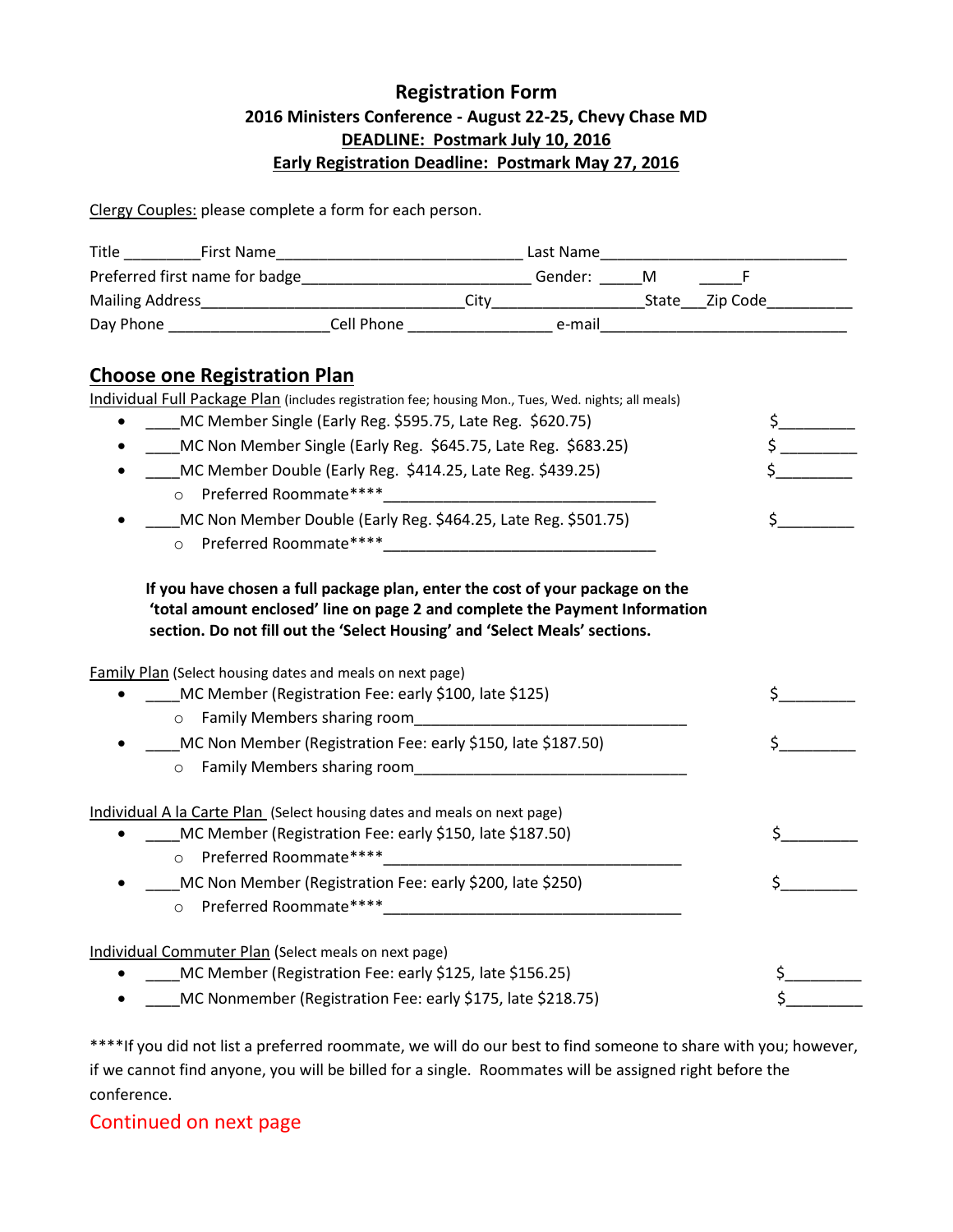# Registration Form

## 2016 Ministers Conference - August 22-25, Chevy Chase MD

**DEADLINE: Postmark July 10, 2016**

**Early Registration Deadline: Postmark May 27, 2016**

Clergy Couples: please complete a form for each person.

Title _________ First Name _____________________________ Last Name _____________________________

Preferred first name for badge ___________________________ Gender: _____M _____F

Mailing Address _______________________________ City __________________ State ___ Zip Code __________

Day Phone ___________________ Cell Phone _________________ e-mail _____________________________

## Choose one Registration Plan

Individual Full Package Plan (includes registration fee; housing Mon., Tues, Wed. nights; all meals)

- ____MC Member Single (Early Reg. $595.75, Late Reg. $620.75) $_________
- ____MC Non Member Single (Early Reg. $645.75, Late Reg. $683.25) $_________
- ____MC Member Double (Early Reg. $414.25, Late Reg. $439.25) $_________
  - Preferred Roommate**** _________________________________
- ____MC Non Member Double (Early Reg. $464.25, Late Reg. $501.75) $_________
  - Preferred Roommate**** _________________________________

**If you have chosen a full package plan, enter the cost of your package on the 'total amount enclosed' line on page 2 and complete the Payment Information section. Do not fill out the 'Select Housing' and 'Select Meals' sections.**

Family Plan (Select housing dates and meals on next page)

- ____MC Member (Registration Fee: early $100, late $125) $_________
  - Family Members sharing room _________________________________
- ____MC Non Member (Registration Fee: early $150, late $187.50) $_________
  - Family Members sharing room _________________________________

Individual A la Carte Plan (Select housing dates and meals on next page)

- ____MC Member (Registration Fee: early $150, late $187.50) $_________
  - Preferred Roommate**** ___________________________________
- ____MC Non Member (Registration Fee: early $200, late $250) $_________
  - Preferred Roommate**** ___________________________________

Individual Commuter Plan (Select meals on next page)

- ____MC Member (Registration Fee: early $125, late $156.25) $_________
- ____MC Nonmember (Registration Fee: early $175, late $218.75) $_________

****If you did not list a preferred roommate, we will do our best to find someone to share with you; however, if we cannot find anyone, you will be billed for a single. Roommates will be assigned right before the conference.

Continued on next page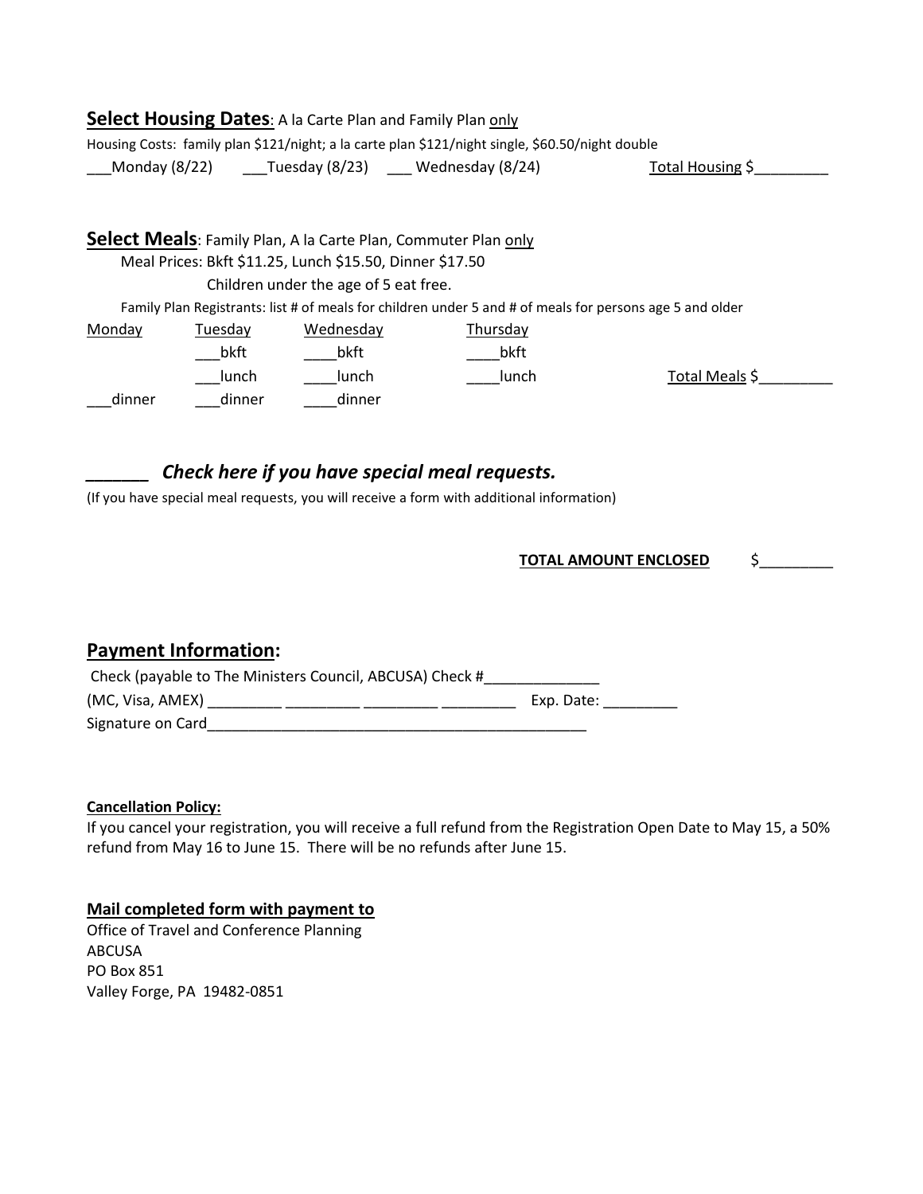**Select Housing Dates**: A la Carte Plan and Family Plan <u>only</u>

Housing Costs: family plan $121/night; a la carte plan $121/night single, $60.50/night double

___Monday (8/22) ___Tuesday (8/23) ___ Wednesday (8/24) <u>Total Housing</u> $_________

**Select Meals**: Family Plan, A la Carte Plan, Commuter Plan <u>only</u>

Meal Prices: Bkft $11.25, Lunch $15.50, Dinner $17.50

Children under the age of 5 eat free.

Family Plan Registrants: list # of meals for children under 5 and # of meals for persons age 5 and older

| Monday | Tuesday | Wednesday | Thursday | |
|---|---|---|---|---|
| | ___bkft | ____bkft | ____bkft | |
| | ___lunch | ____lunch | ____lunch | Total Meals $_________ |
| ___dinner | ___dinner | ____dinner | | |

______ ***Check here if you have special meal requests.***

(If you have special meal requests, you will receive a form with additional information)

**<u>TOTAL AMOUNT ENCLOSED</u>** $_________

## Payment Information:

Check (payable to The Ministers Council, ABCUSA) Check #______________

(MC, Visa, AMEX) _________ _________ _________ _________ Exp. Date: _________

Signature on Card________________________________________________

**<u>Cancellation Policy:</u>**

If you cancel your registration, you will receive a full refund from the Registration Open Date to May 15, a 50% refund from May 16 to June 15. There will be no refunds after June 15.

**<u>Mail completed form with payment to</u>**

Office of Travel and Conference Planning
ABCUSA
PO Box 851
Valley Forge, PA 19482-0851